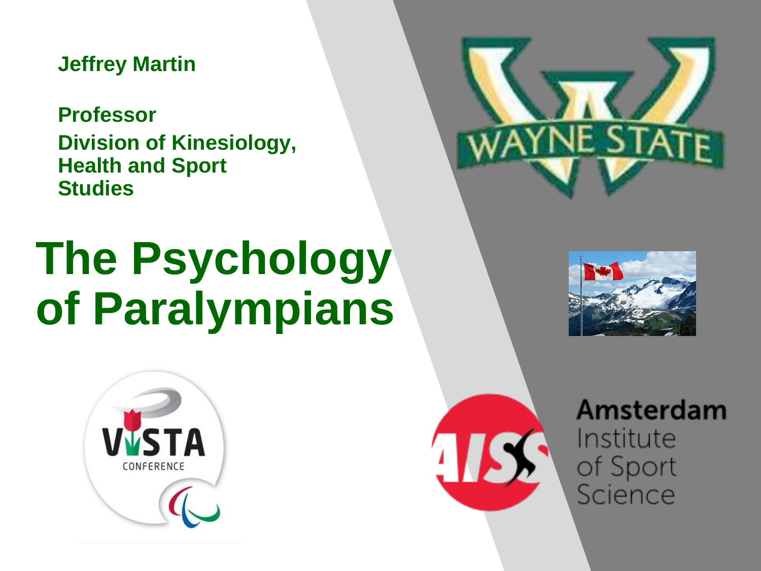**Jeffrey Martin**

**Professor**
**Division of Kinesiology, Health and Sport Studies**

# The Psychology of Paralympians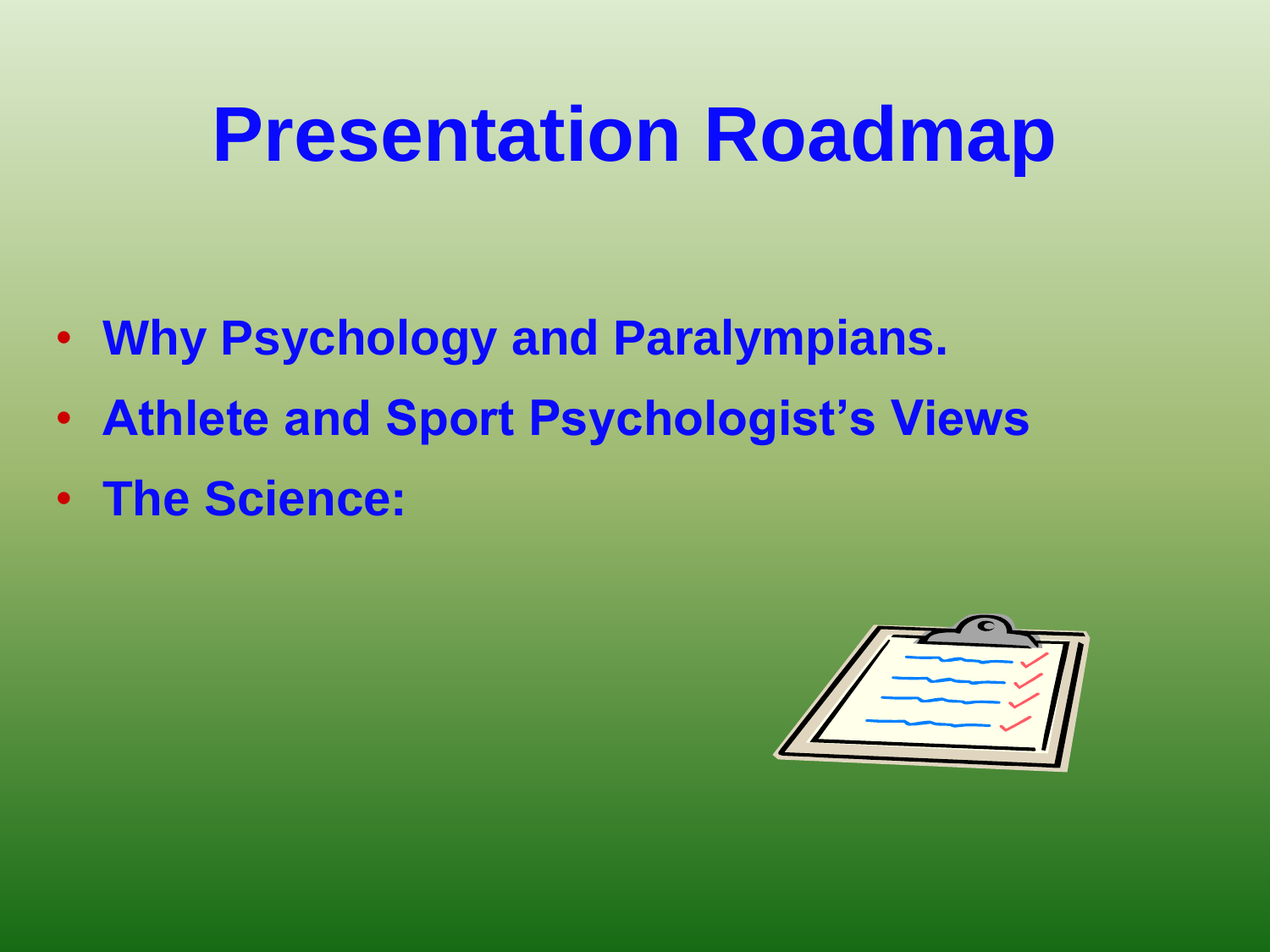# Presentation Roadmap

- **Why Psychology and Paralympians.**
- **Athlete and Sport Psychologist's Views**
- **The Science:**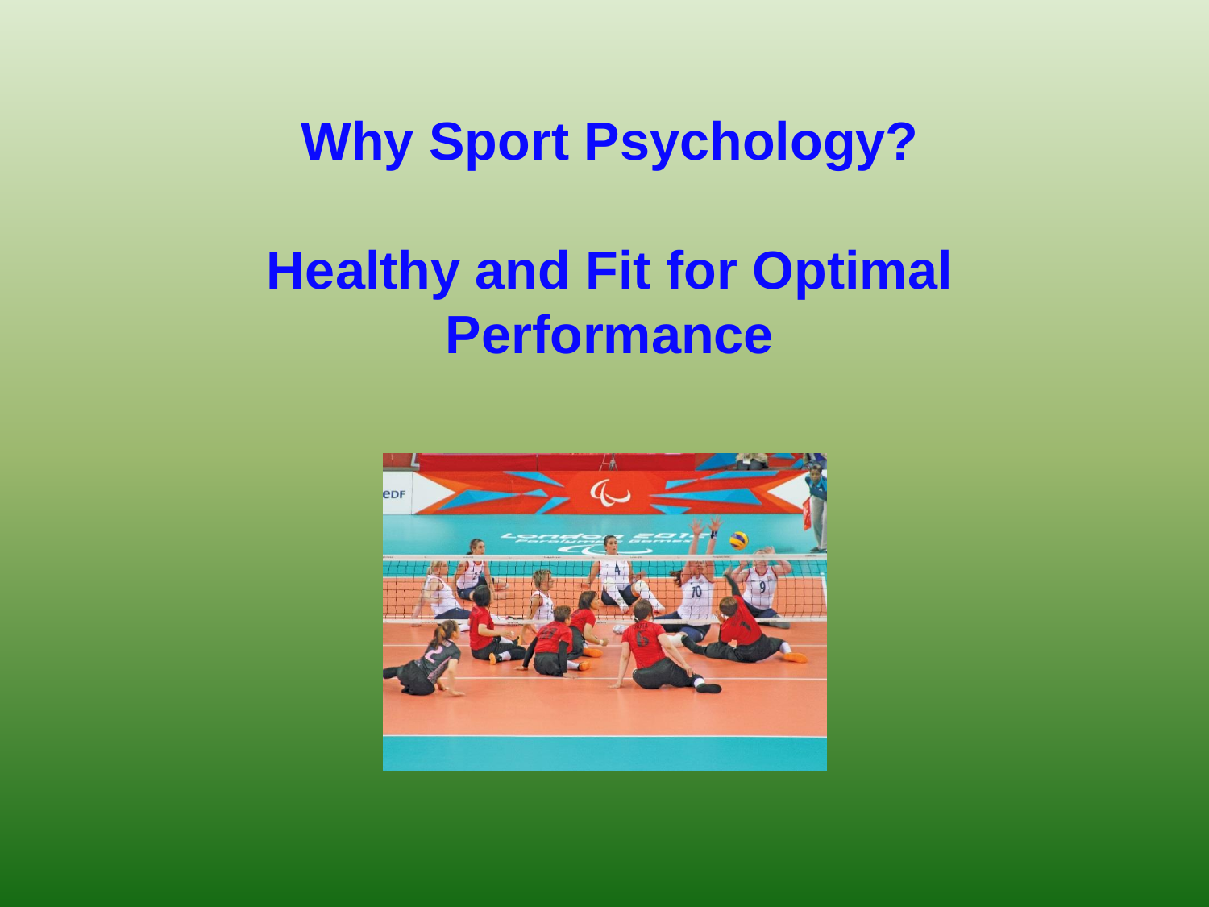# Why Sport Psychology?

# Healthy and Fit for Optimal Performance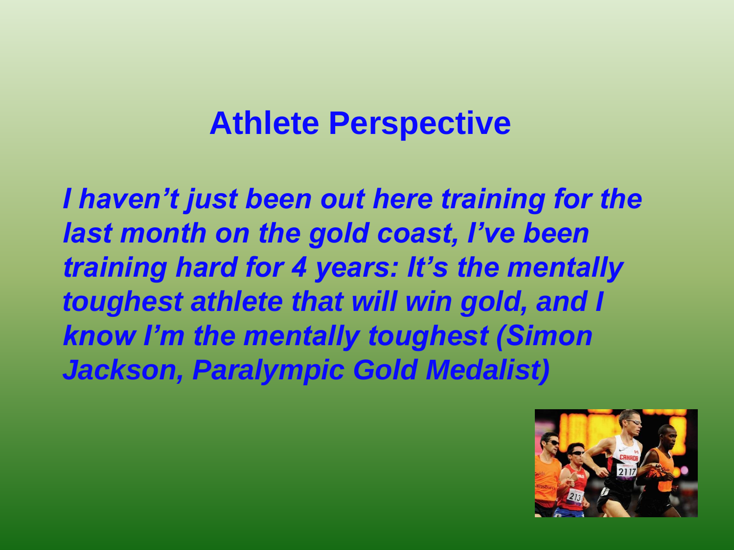# Athlete Perspective

***I haven't just been out here training for the last month on the gold coast, I've been training hard for 4 years: It's the mentally toughest athlete that will win gold, and I know I'm the mentally toughest (Simon Jackson, Paralympic Gold Medalist)***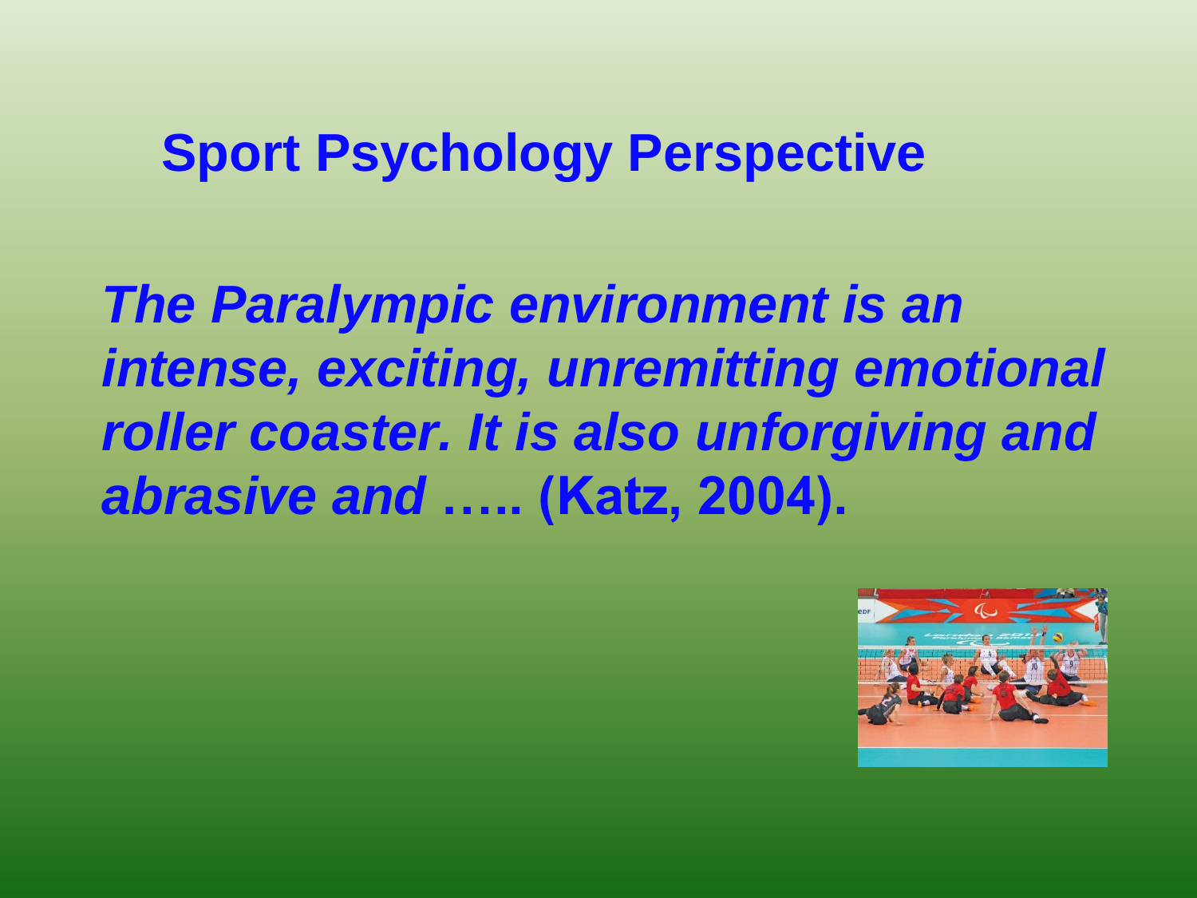# Sport Psychology Perspective

***The Paralympic environment is an intense, exciting, unremitting emotional roller coaster. It is also unforgiving and abrasive and*** **….. (Katz, 2004).**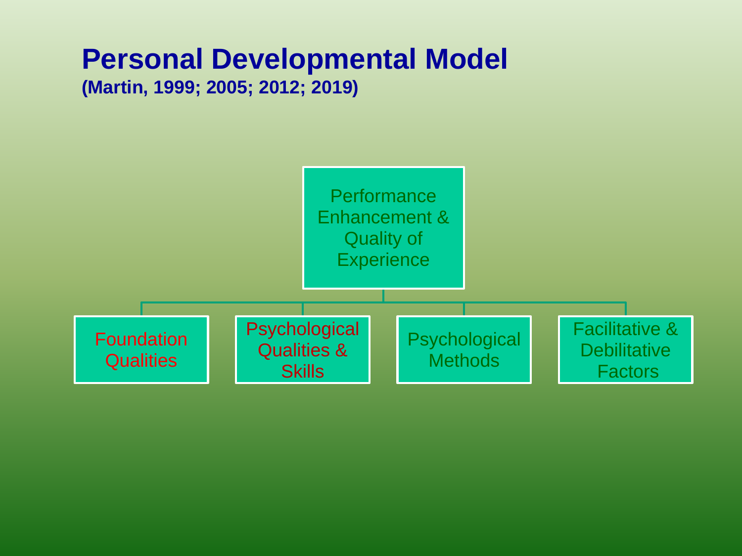# Personal Developmental Model

**(Martin, 1999; 2005; 2012; 2019)**

- Performance Enhancement & Quality of Experience
  - Foundation Qualities
  - Psychological Qualities & Skills
  - Psychological Methods
  - Facilitative & Debilitative Factors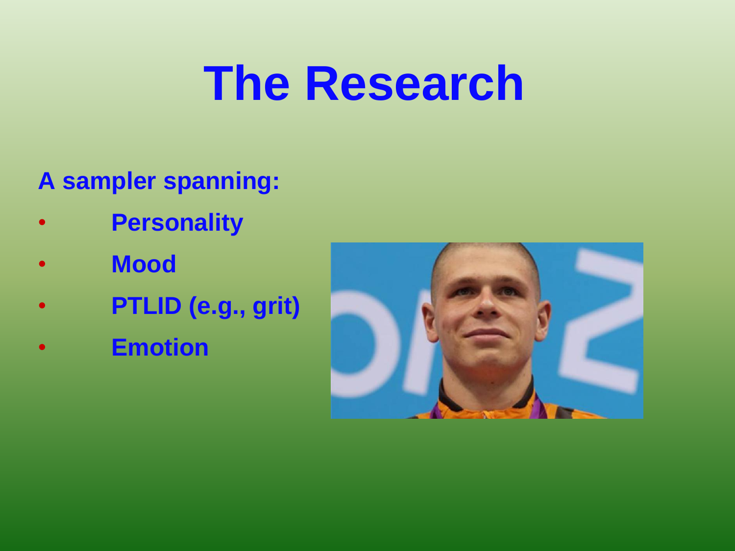# The Research

**A sampler spanning:**

- **Personality**
- **Mood**
- **PTLID (e.g., grit)**
- **Emotion**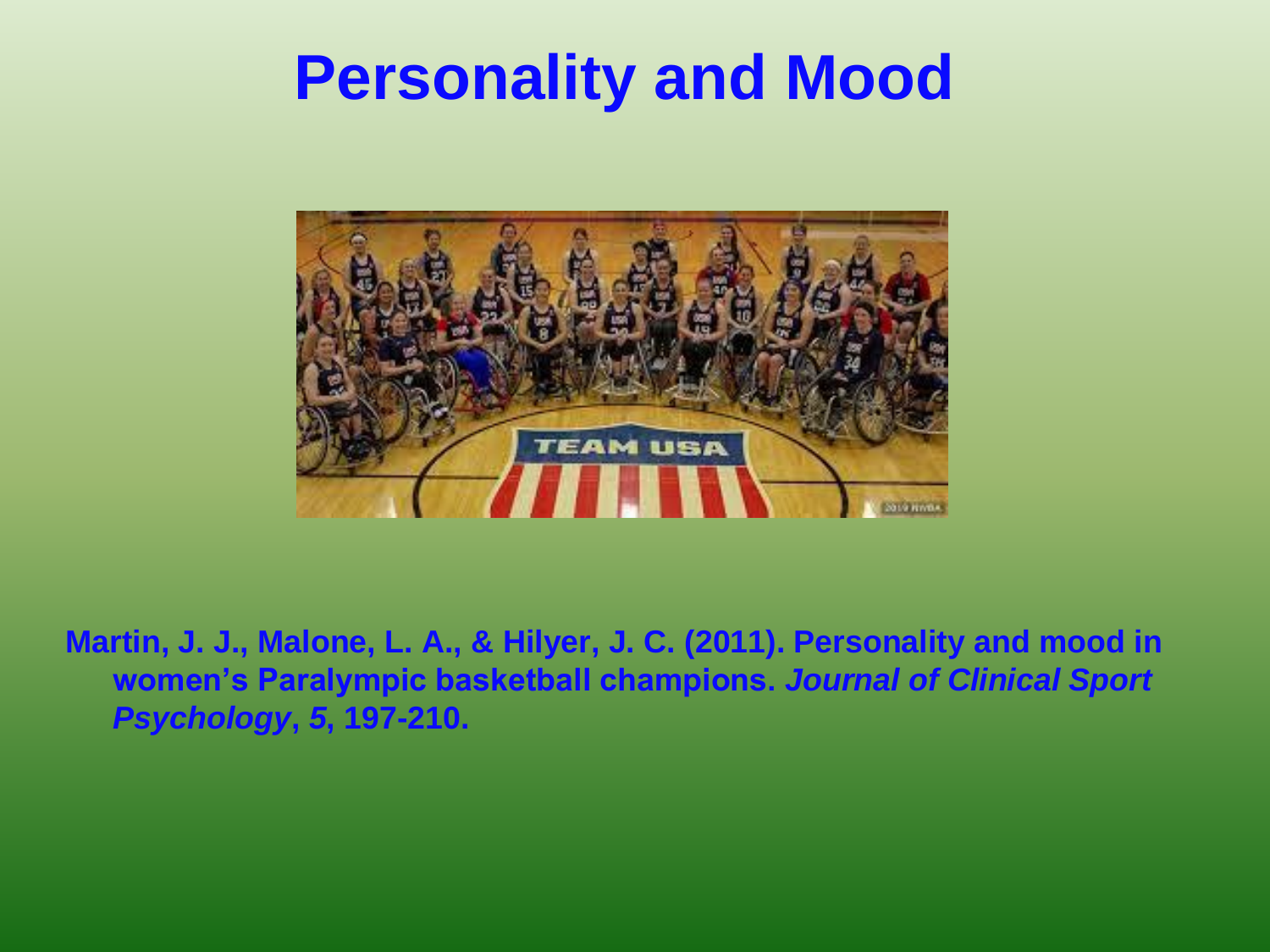# Personality and Mood

Martin, J. J., Malone, L. A., & Hilyer, J. C. (2011). Personality and mood in women's Paralympic basketball champions. *Journal of Clinical Sport Psychology*, *5*, 197-210.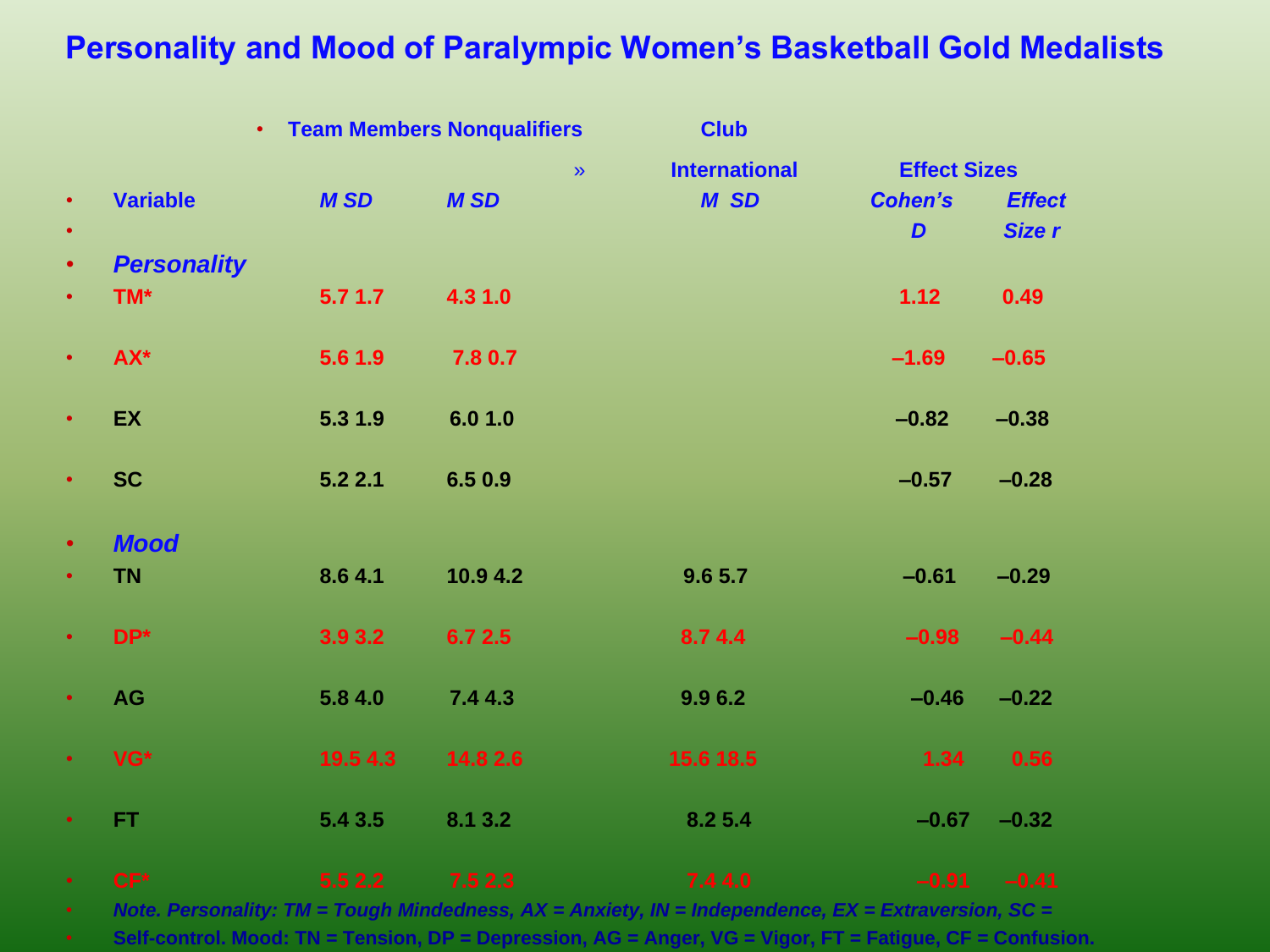# Personality and Mood of Paralympic Women's Basketball Gold Medalists

| Variable | Team Members M SD | Nonqualifiers M SD | Club International M SD | Effect Sizes Cohen's D | Effect Size r |
|---|---|---|---|---|---|
| ***Personality*** | | | | | |
| TM* | 5.7 1.7 | 4.3 1.0 | | 1.12 | 0.49 |
| AX* | 5.6 1.9 | 7.8 0.7 | | –1.69 | –0.65 |
| EX | 5.3 1.9 | 6.0 1.0 | | –0.82 | –0.38 |
| SC | 5.2 2.1 | 6.5 0.9 | | –0.57 | –0.28 |
| ***Mood*** | | | | | |
| TN | 8.6 4.1 | 10.9 4.2 | 9.6 5.7 | –0.61 | –0.29 |
| DP* | 3.9 3.2 | 6.7 2.5 | 8.7 4.4 | –0.98 | –0.44 |
| AG | 5.8 4.0 | 7.4 4.3 | 9.9 6.2 | –0.46 | –0.22 |
| VG* | 19.5 4.3 | 14.8 2.6 | 15.6 18.5 | 1.34 | 0.56 |
| FT | 5.4 3.5 | 8.1 3.2 | 8.2 5.4 | –0.67 | –0.32 |
| CF* | 5.5 2.2 | 7.5 2.3 | 7.4 4.0 | –0.91 | –0.41 |

*Note. Personality: TM = Tough Mindedness, AX = Anxiety, IN = Independence, EX = Extraversion, SC = Self-control. Mood: TN = Tension, DP = Depression, AG = Anger, VG = Vigor, FT = Fatigue, CF = Confusion.*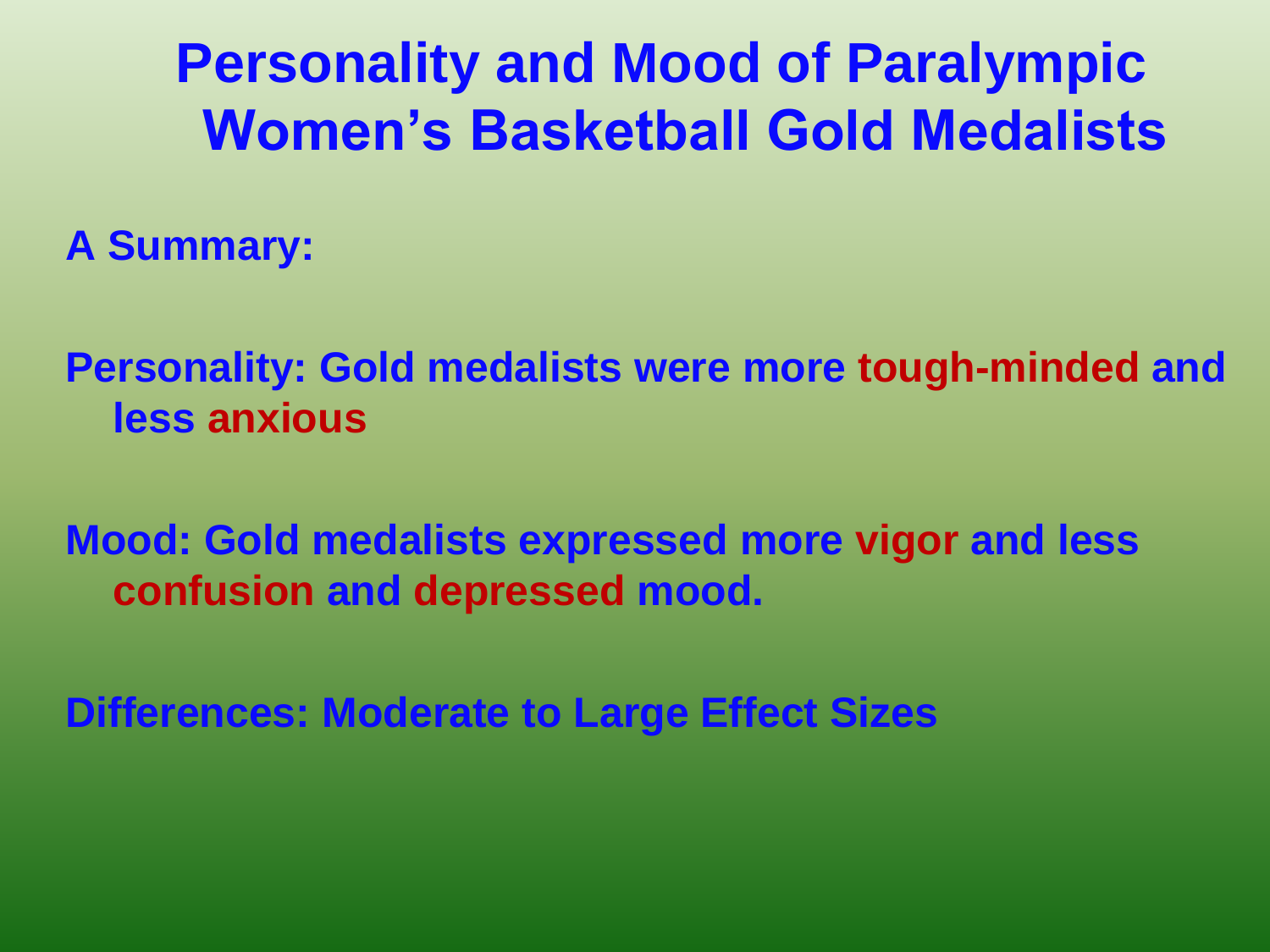# Personality and Mood of Paralympic Women's Basketball Gold Medalists

**A Summary:**

**Personality: Gold medalists were more tough-minded and less anxious**

**Mood: Gold medalists expressed more vigor and less confusion and depressed mood.**

**Differences: Moderate to Large Effect Sizes**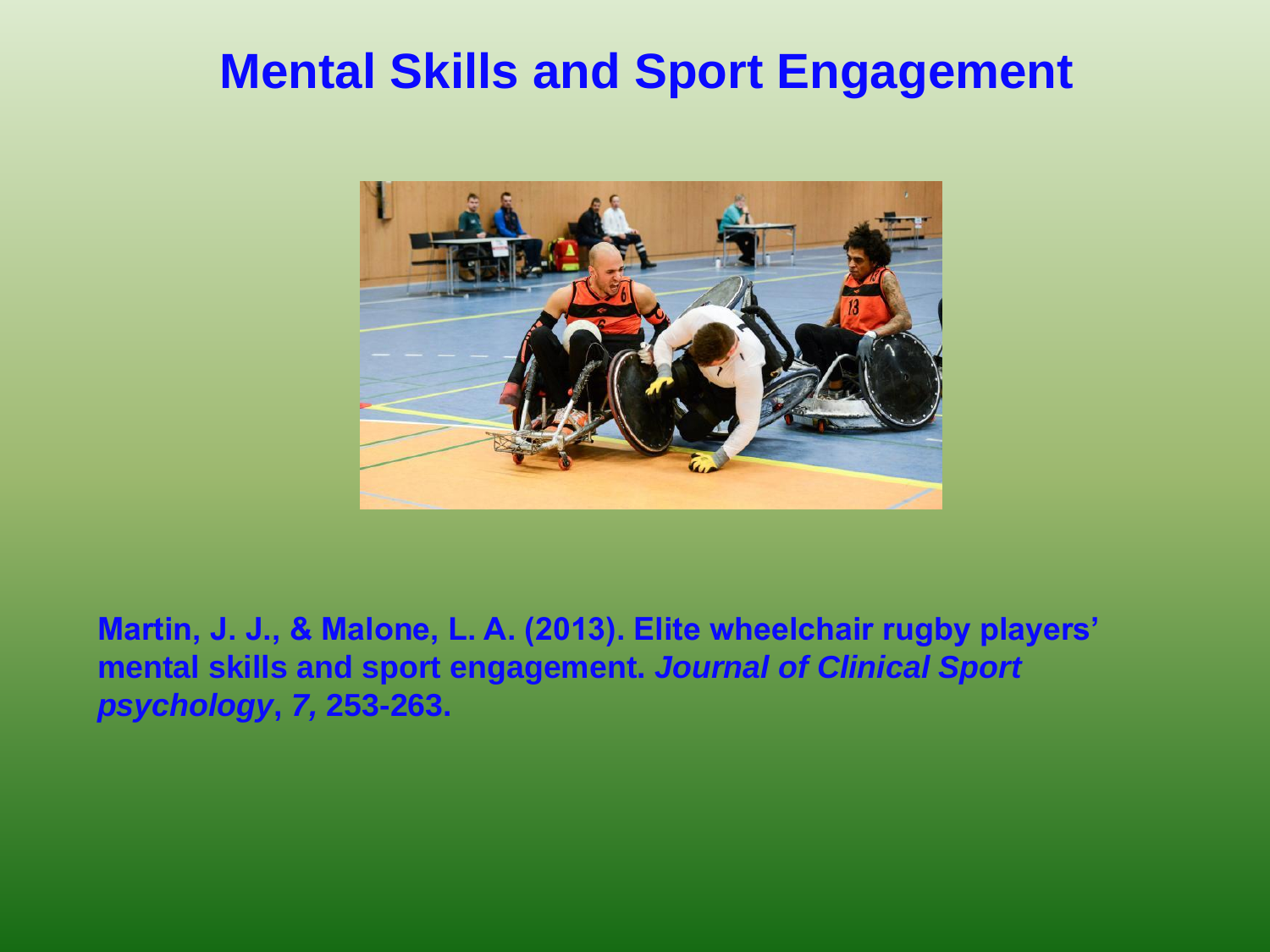# Mental Skills and Sport Engagement

**Martin, J. J., & Malone, L. A. (2013). Elite wheelchair rugby players' mental skills and sport engagement. *Journal of Clinical Sport psychology*, *7,* 253-263.**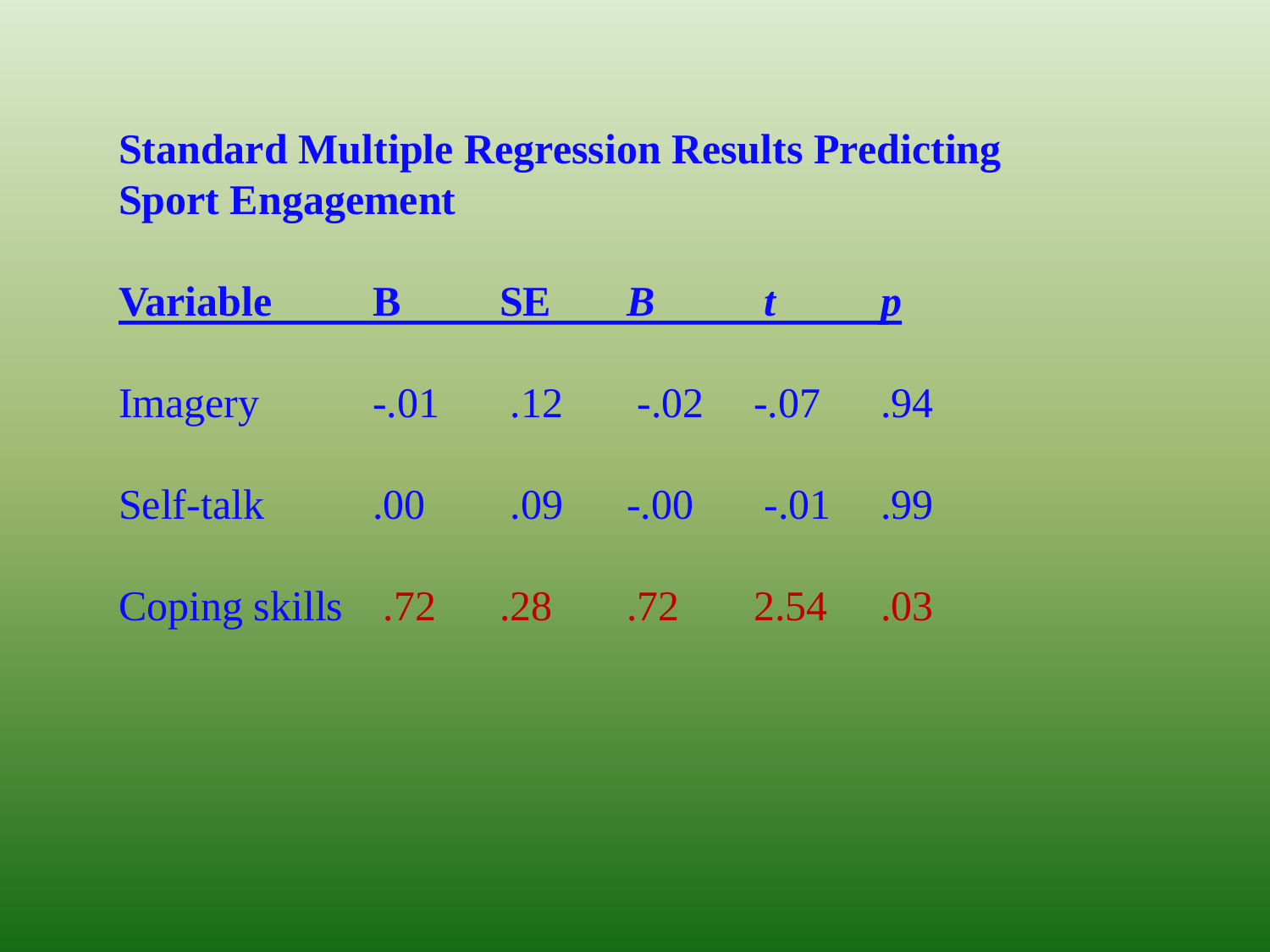## Standard Multiple Regression Results Predicting Sport Engagement

| Variable | B | SE | *B* | *t* | *p* |
|---|---|---|---|---|---|
| Imagery | -.01 | .12 | -.02 | -.07 | .94 |
| Self-talk | .00 | .09 | -.00 | -.01 | .99 |
| Coping skills | .72 | .28 | .72 | 2.54 | .03 |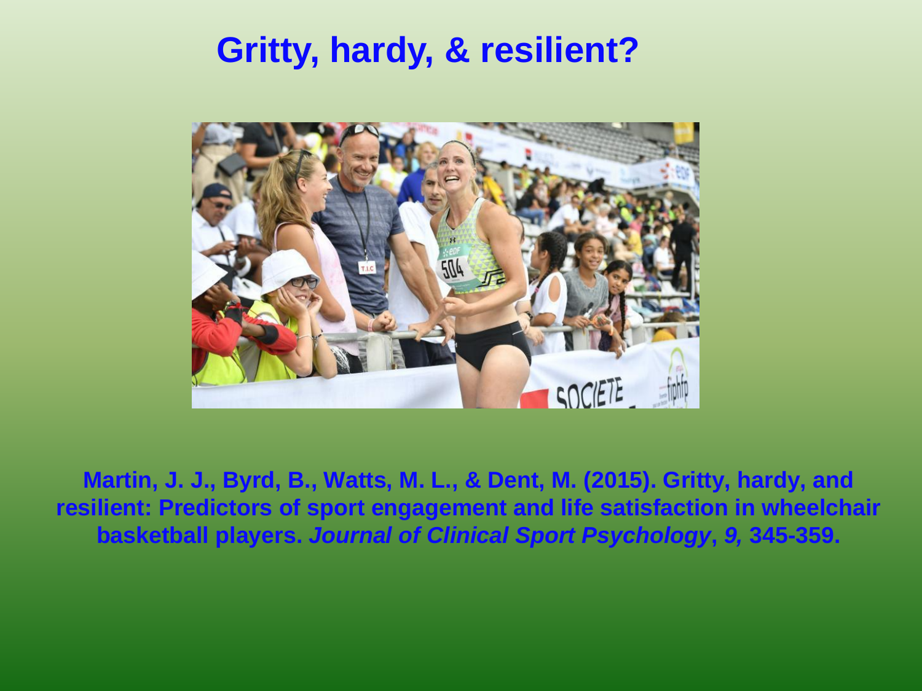# Gritty, hardy, & resilient?

**Martin, J. J., Byrd, B., Watts, M. L., & Dent, M. (2015). Gritty, hardy, and resilient: Predictors of sport engagement and life satisfaction in wheelchair basketball players. *Journal of Clinical Sport Psychology*, *9,* 345-359.**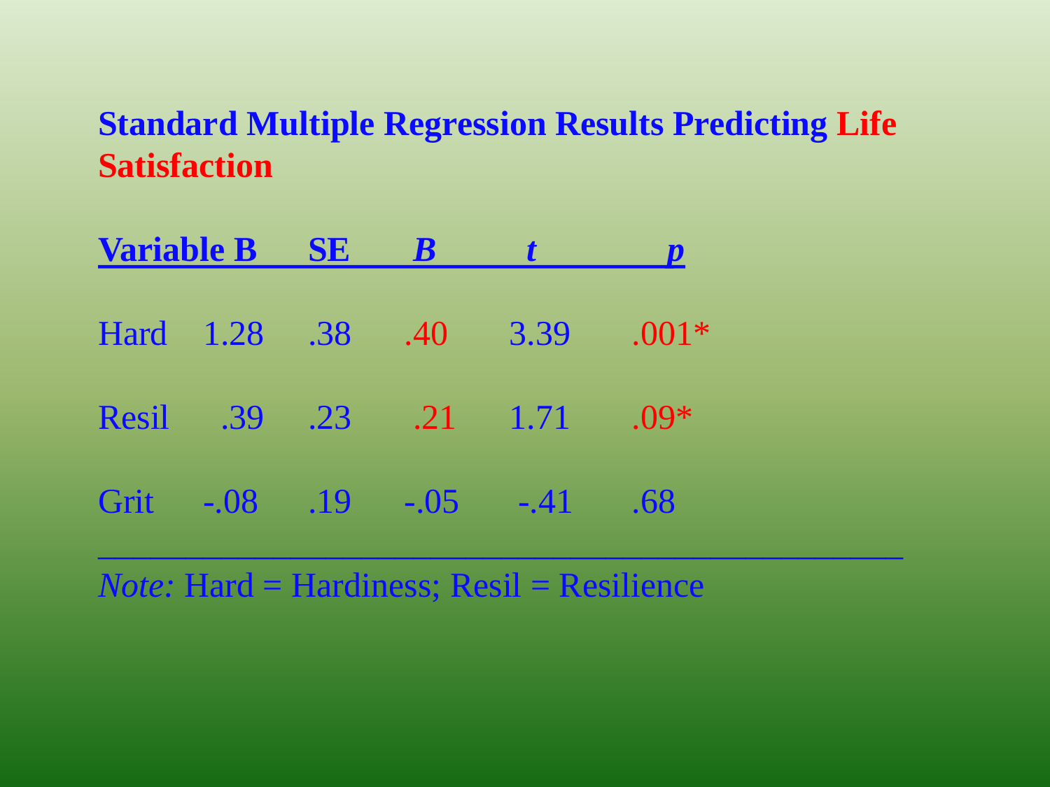**Standard Multiple Regression Results Predicting Life Satisfaction**

| Variable | B | SE | *B* | *t* | *p* |
|---|---|---|---|---|---|
| Hard | 1.28 | .38 | .40 | 3.39 | .001* |
| Resil | .39 | .23 | .21 | 1.71 | .09* |
| Grit | -.08 | .19 | -.05 | -.41 | .68 |

*Note:* Hard = Hardiness; Resil = Resilience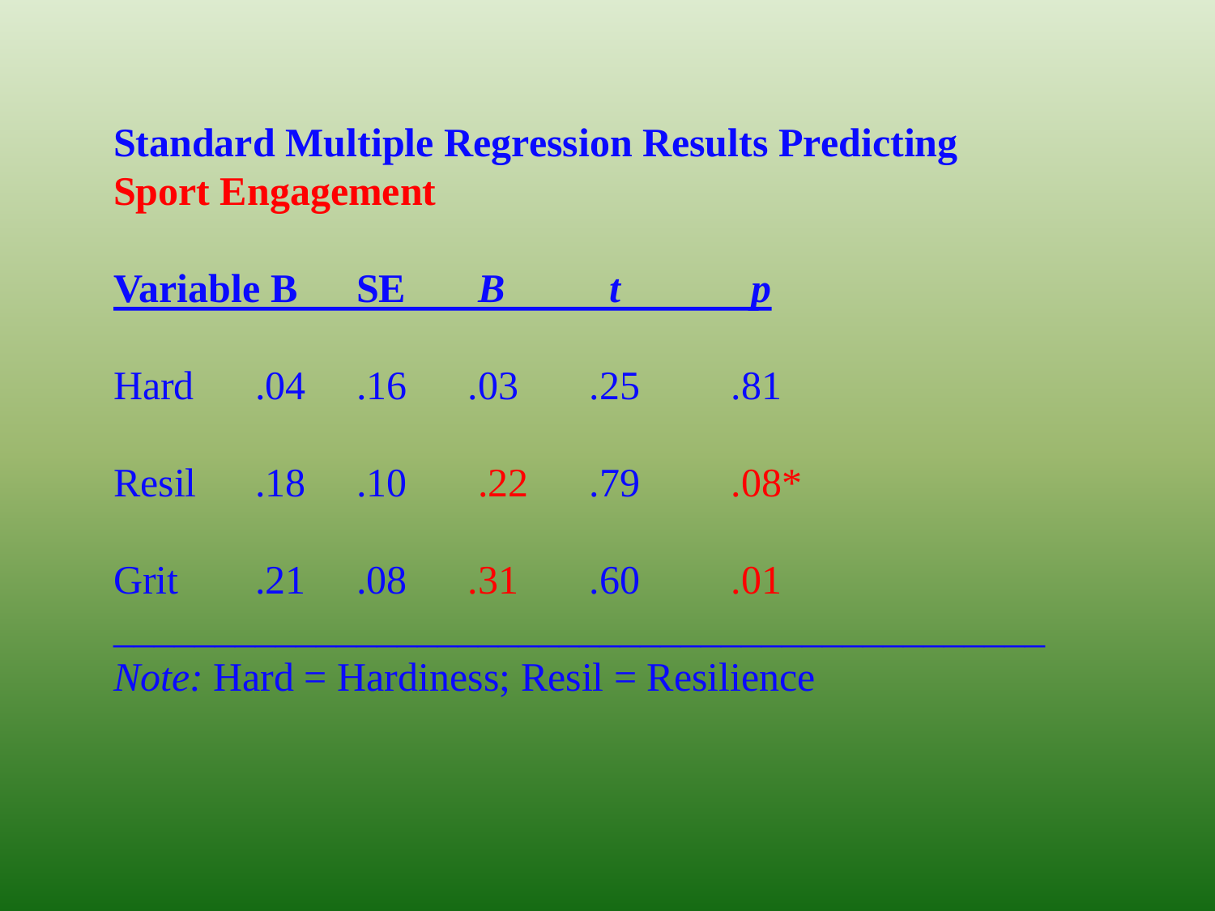## Standard Multiple Regression Results Predicting Sport Engagement

| Variable | B | SE | *B* | *t* | *p* |
|---|---|---|---|---|---|
| Hard | .04 | .16 | .03 | .25 | .81 |
| Resil | .18 | .10 | .22 | .79 | .08* |
| Grit | .21 | .08 | .31 | .60 | .01 |

*Note:* Hard = Hardiness; Resil = Resilience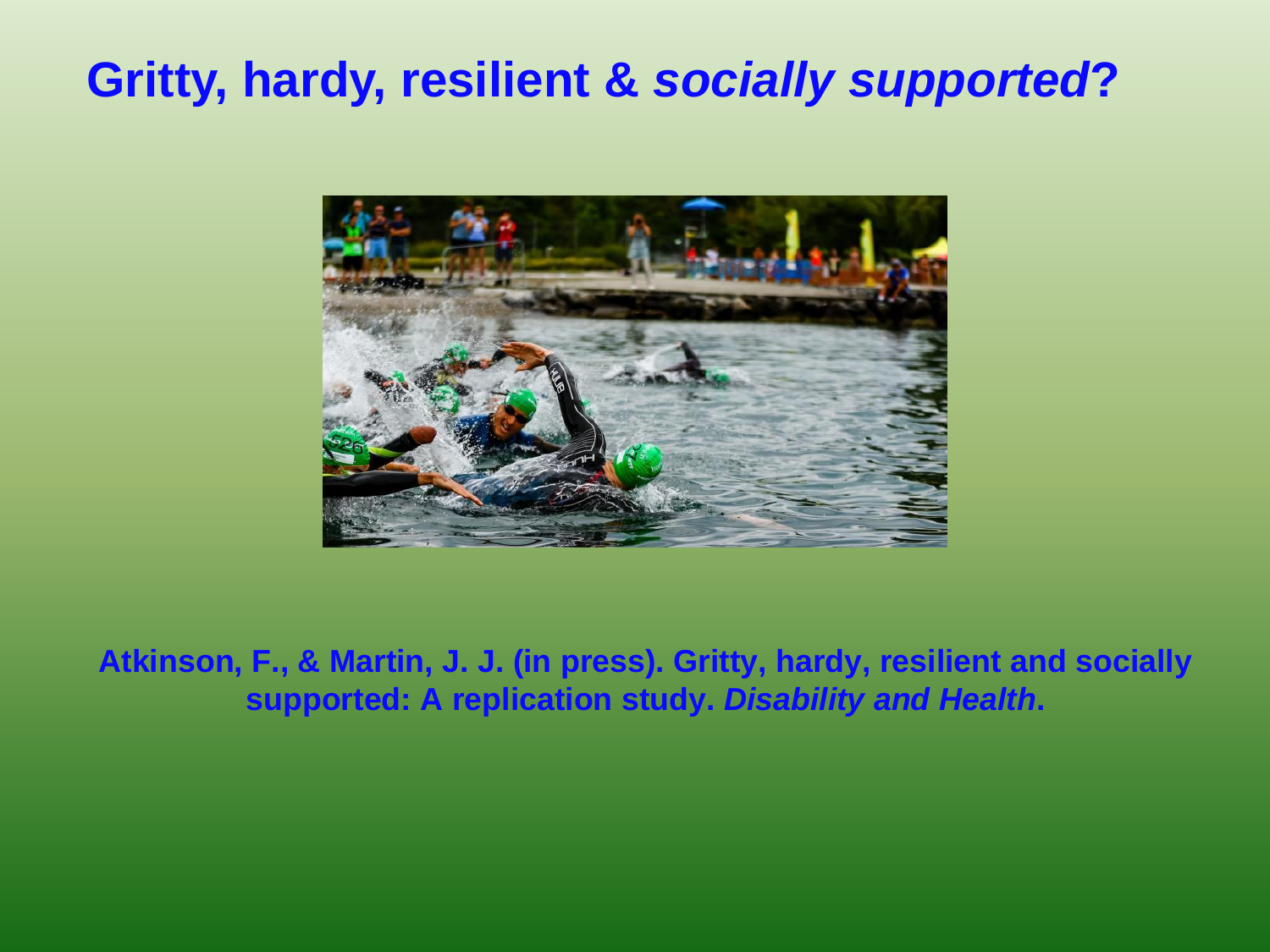# Gritty, hardy, resilient & *socially supported*?

**Atkinson, F., & Martin, J. J. (in press). Gritty, hardy, resilient and socially supported: A replication study. *Disability and Health*.**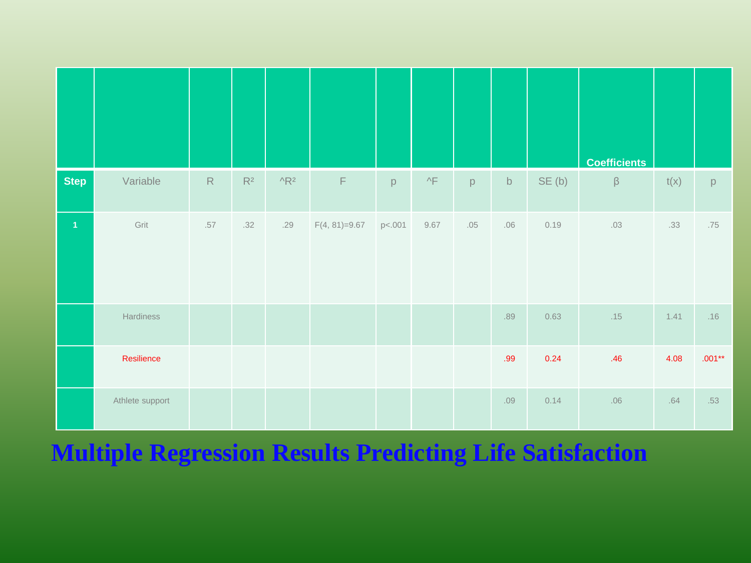| | | | | | | | | | | | Coefficients | | |
|---|---|---|---|---|---|---|---|---|---|---|---|---|---|
| **Step** | Variable | R | $R^2$ | ^$R^2$ | F | p | ^F | p | b | SE (b) | β | t(x) | p |
| **1** | Grit | .57 | .32 | .29 | $F(4, 81)=9.67$ | $p<.001$ | 9.67 | .05 | .06 | 0.19 | .03 | .33 | .75 |
| | Hardiness | | | | | | | | .89 | 0.63 | .15 | 1.41 | .16 |
| | Resilience | | | | | | | | .99 | 0.24 | .46 | 4.08 | .001** |
| | Athlete support | | | | | | | | .09 | 0.14 | .06 | .64 | .53 |

# Multiple Regression Results Predicting Life Satisfaction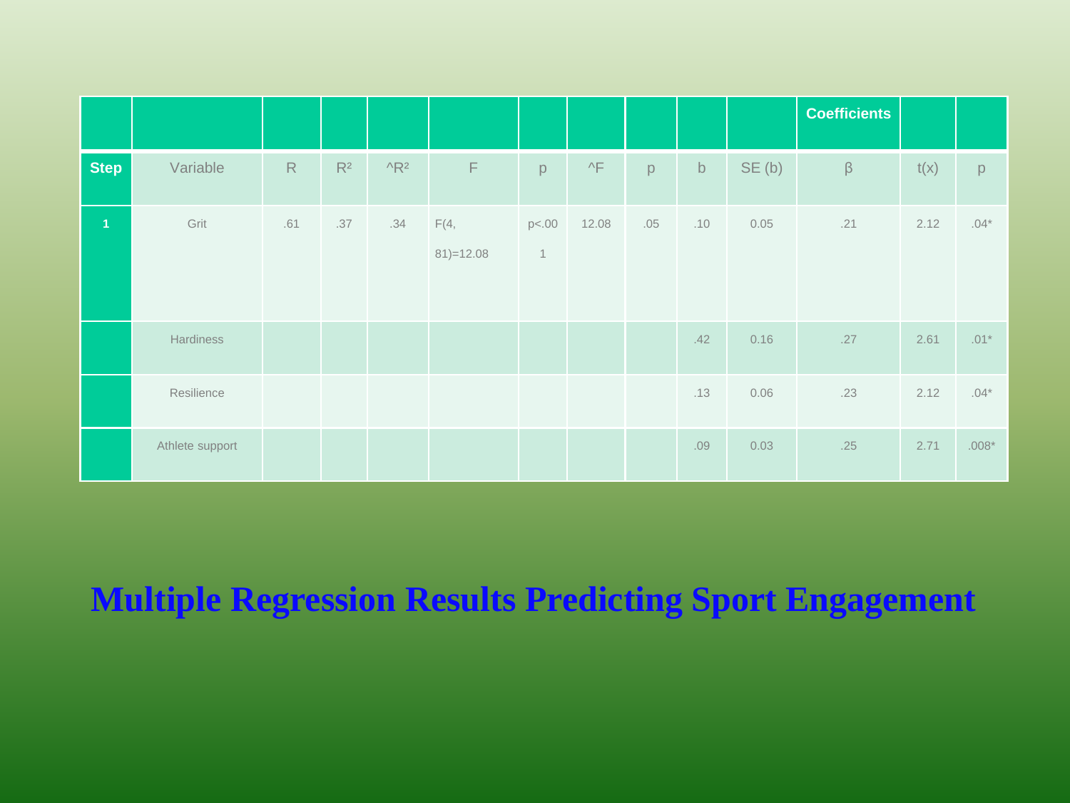| | | | | | | | | | | | Coefficients | | |
|---|---|---|---|---|---|---|---|---|---|---|---|---|---|
| Step | Variable | R | $R^2$ | $^R^2$ | F | p | ^F | p | b | SE (b) | β | t(x) | p |
| 1 | Grit | .61 | .37 | .34 | F(4, 81)=12.08 | p<.001 | 12.08 | .05 | .10 | 0.05 | .21 | 2.12 | .04* |
| | Hardiness | | | | | | | | .42 | 0.16 | .27 | 2.61 | .01* |
| | Resilience | | | | | | | | .13 | 0.06 | .23 | 2.12 | .04* |
| | Athlete support | | | | | | | | .09 | 0.03 | .25 | 2.71 | .008* |

# Multiple Regression Results Predicting Sport Engagement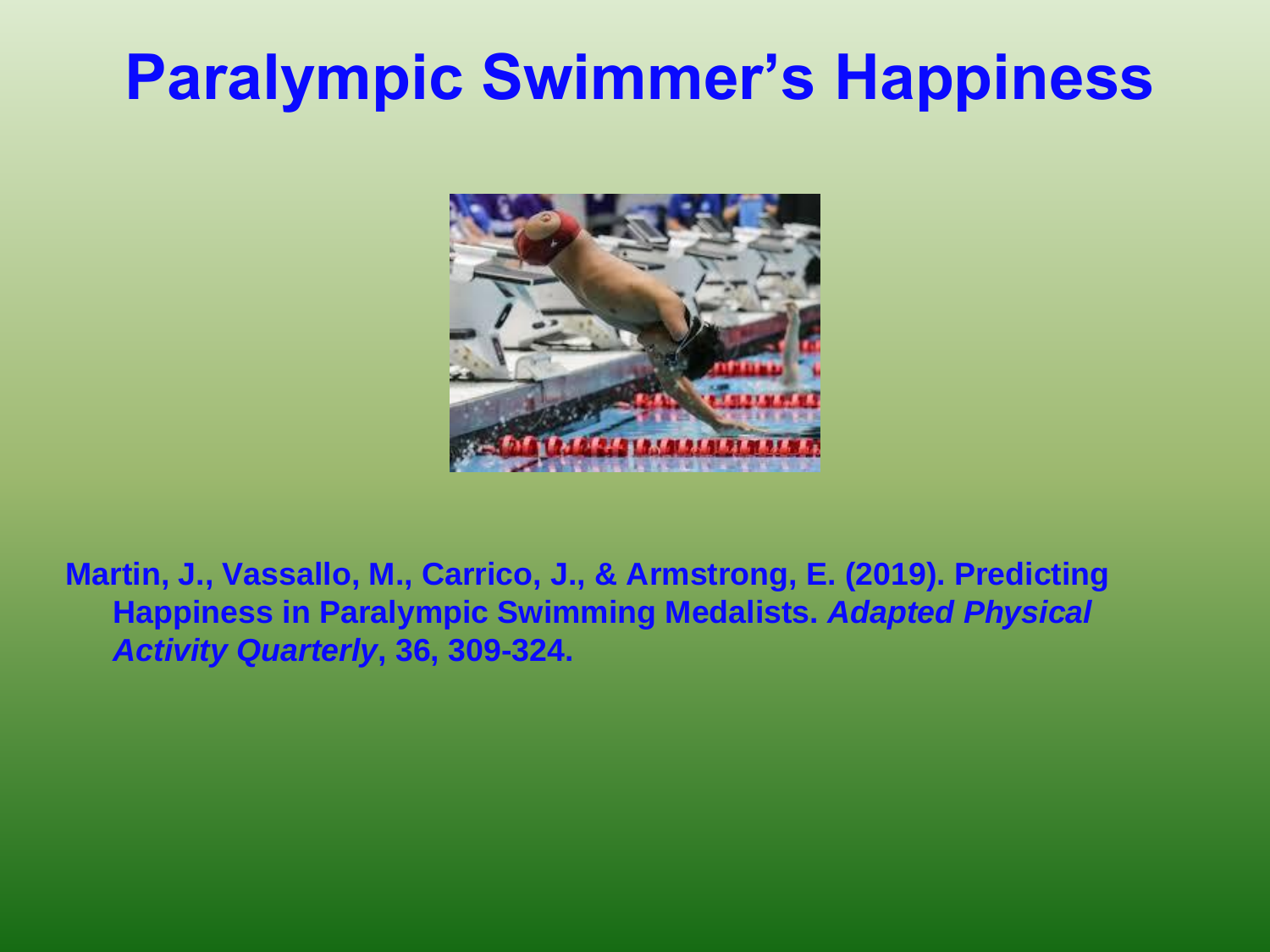# Paralympic Swimmer's Happiness

Martin, J., Vassallo, M., Carrico, J., & Armstrong, E. (2019). Predicting Happiness in Paralympic Swimming Medalists. *Adapted Physical Activity Quarterly*, 36, 309-324.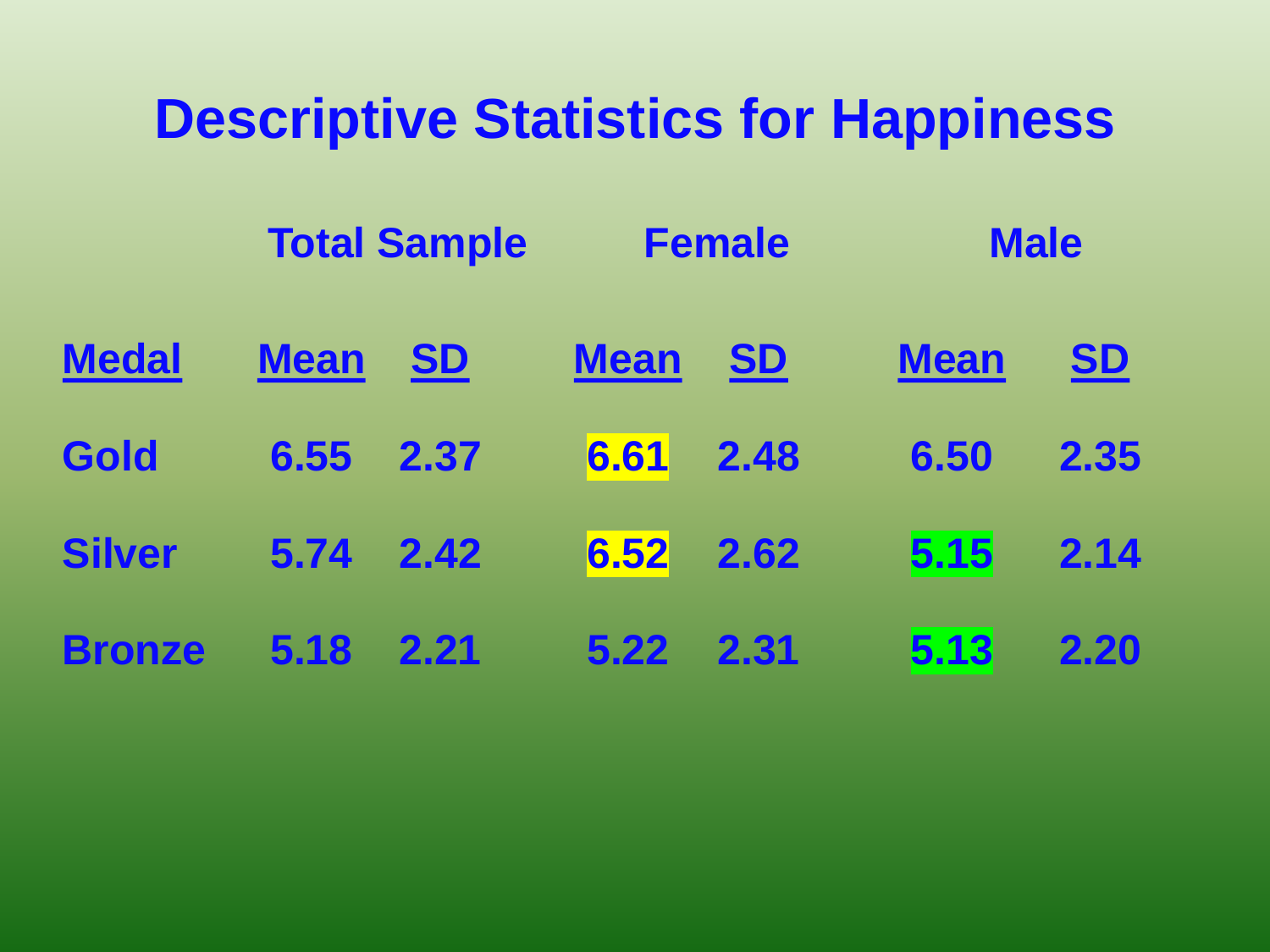# Descriptive Statistics for Happiness

| | Total Sample | | Female | | Male | |
|---|---|---|---|---|---|---|
| **Medal** | **Mean** | **SD** | **Mean** | **SD** | **Mean** | **SD** |
| Gold | 6.55 | 2.37 | 6.61 | 2.48 | 6.50 | 2.35 |
| Silver | 5.74 | 2.42 | 6.52 | 2.62 | 5.15 | 2.14 |
| Bronze | 5.18 | 2.21 | 5.22 | 2.31 | 5.13 | 2.20 |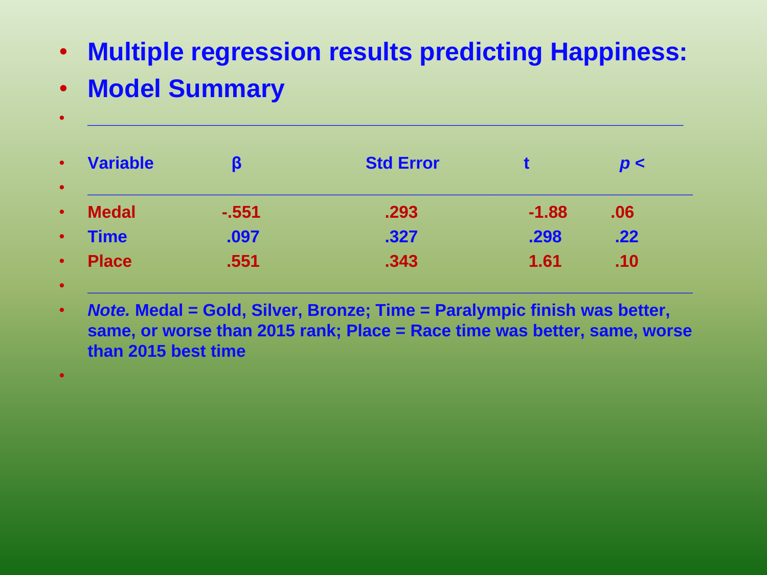- **Multiple regression results predicting Happiness:**
- **Model Summary**

| Variable | β | Std Error | t | $p <$ |
|---|---|---|---|---|
| **Medal** | **-.551** | **.293** | **-1.88** | **.06** |
| **Time** | **.097** | **.327** | **.298** | **.22** |
| **Place** | **.551** | **.343** | **1.61** | **.10** |

- ***Note.*** **Medal = Gold, Silver, Bronze; Time = Paralympic finish was better, same, or worse than 2015 rank; Place = Race time was better, same, worse than 2015 best time**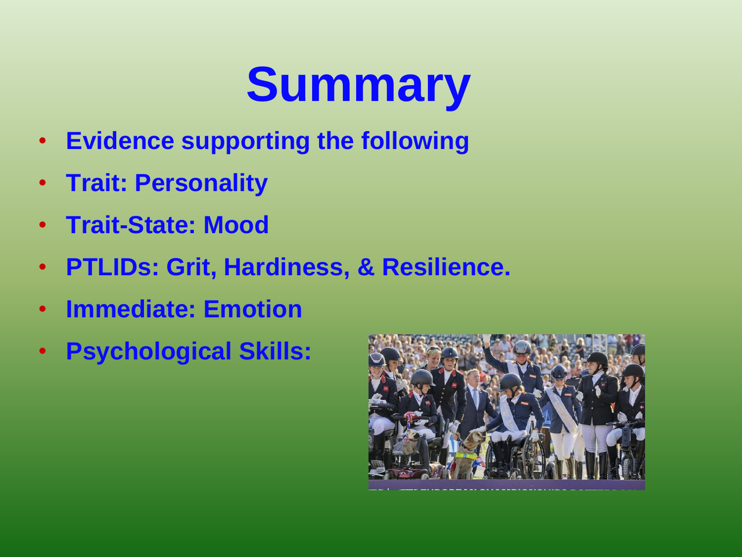# Summary

- **Evidence supporting the following**
- **Trait: Personality**
- **Trait-State: Mood**
- **PTLIDs: Grit, Hardiness, & Resilience.**
- **Immediate: Emotion**
- **Psychological Skills:**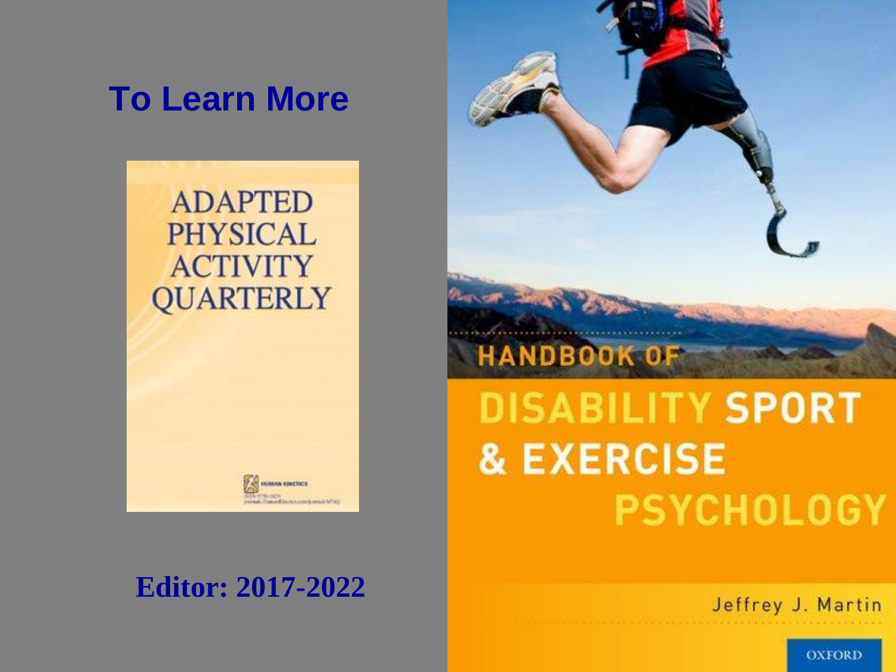# To Learn More

ADAPTED PHYSICAL ACTIVITY QUARTERLY

**Editor: 2017-2022**

HANDBOOK OF DISABILITY SPORT & EXERCISE PSYCHOLOGY

Jeffrey J. Martin

OXFORD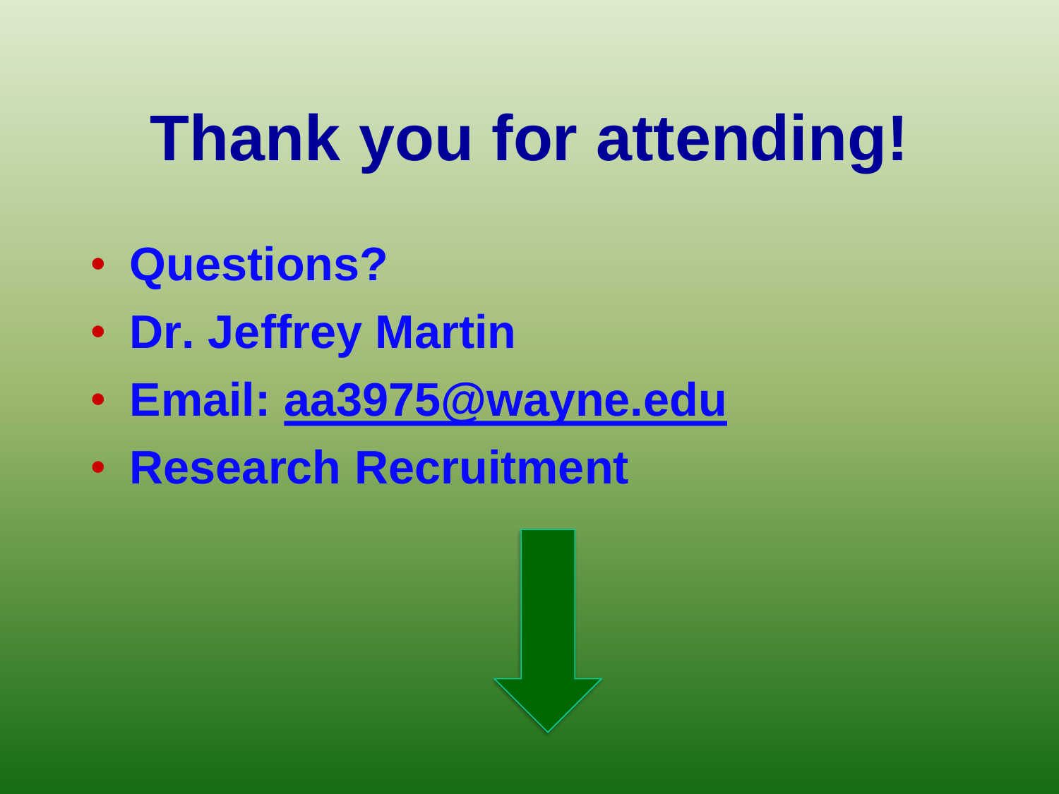# Thank you for attending!

- Questions?
- Dr. Jeffrey Martin
- Email: aa3975@wayne.edu
- Research Recruitment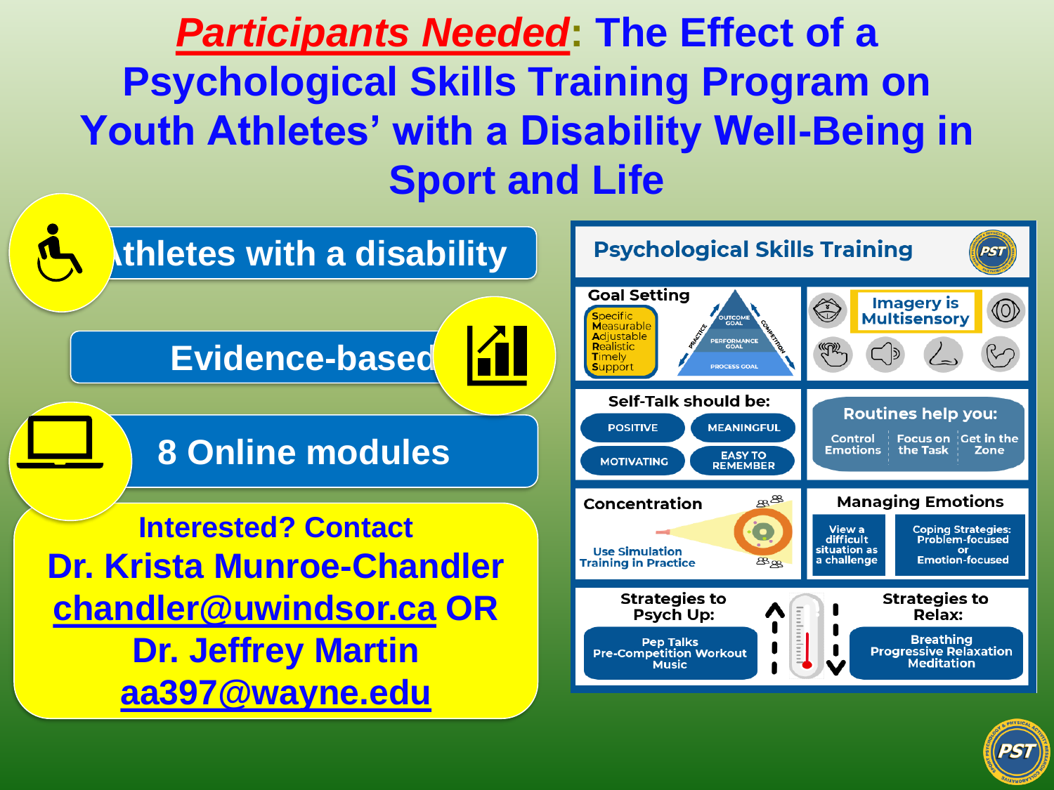# *Participants Needed*: The Effect of a Psychological Skills Training Program on Youth Athletes' with a Disability Well-Being in Sport and Life

**Athletes with a disability**

**Evidence-based**

**8 Online modules**

**Interested? Contact**

**Dr. Krista Munroe-Chandler**

**chandler@uwindsor.ca OR**

**Dr. Jeffrey Martin**

**aa397@wayne.edu**

## Psychological Skills Training

### Goal Setting

- **S**pecific
- **M**easurable
- **A**djustable
- **R**ealistic
- **T**imely
- **S**upport

OUTCOME GOAL
PERFORMANCE GOAL
PROCESS GOAL
PRACTICE
COMPETITION

### Imagery is Multisensory

### Self-Talk should be:

- POSITIVE
- MEANINGFUL
- MOTIVATING
- EASY TO REMEMBER

### Routines help you:

- Control Emotions
- Focus on the Task
- Get in the Zone

### Concentration

Use Simulation Training in Practice

### Managing Emotions

- View a difficult situation as a challenge
- Coping Strategies: Problem-focused or Emotion-focused

### Strategies to Psych Up:

Pep Talks
Pre-Competition Workout
Music

### Strategies to Relax:

Breathing
Progressive Relaxation
Meditation